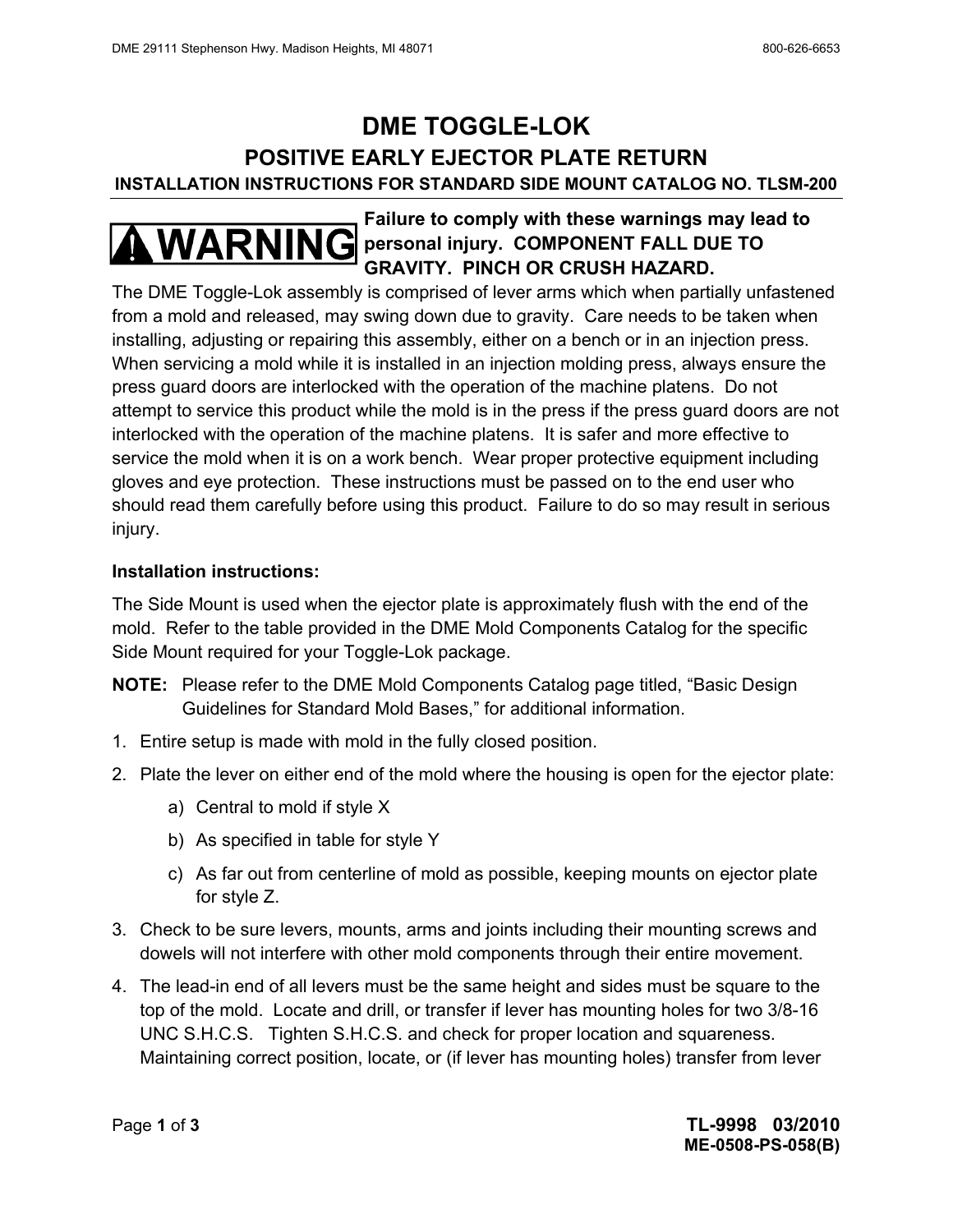# DME TOGGLE-LOK

## POSITIVE EARLY EJECTOR PLATE RETURN

### INSTALLATION INSTRUCTIONS FOR STANDARD SIDE MOUNT CATALOG NO. TLSM-200

**WARNING** **Failure to comply with these warnings may lead to personal injury. COMPONENT FALL DUE TO GRAVITY. PINCH OR CRUSH HAZARD.**

The DME Toggle-Lok assembly is comprised of lever arms which when partially unfastened from a mold and released, may swing down due to gravity. Care needs to be taken when installing, adjusting or repairing this assembly, either on a bench or in an injection press. When servicing a mold while it is installed in an injection molding press, always ensure the press guard doors are interlocked with the operation of the machine platens. Do not attempt to service this product while the mold is in the press if the press guard doors are not interlocked with the operation of the machine platens. It is safer and more effective to service the mold when it is on a work bench. Wear proper protective equipment including gloves and eye protection. These instructions must be passed on to the end user who should read them carefully before using this product. Failure to do so may result in serious injury.

**Installation instructions:**

The Side Mount is used when the ejector plate is approximately flush with the end of the mold. Refer to the table provided in the DME Mold Components Catalog for the specific Side Mount required for your Toggle-Lok package.

**NOTE:** Please refer to the DME Mold Components Catalog page titled, "Basic Design Guidelines for Standard Mold Bases," for additional information.

1. Entire setup is made with mold in the fully closed position.
2. Plate the lever on either end of the mold where the housing is open for the ejector plate:
   a) Central to mold if style X
   b) As specified in table for style Y
   c) As far out from centerline of mold as possible, keeping mounts on ejector plate for style Z.
3. Check to be sure levers, mounts, arms and joints including their mounting screws and dowels will not interfere with other mold components through their entire movement.
4. The lead-in end of all levers must be the same height and sides must be square to the top of the mold. Locate and drill, or transfer if lever has mounting holes for two 3/8-16 UNC S.H.C.S. Tighten S.H.C.S. and check for proper location and squareness. Maintaining correct position, locate, or (if lever has mounting holes) transfer from lever

TL-9998 03/2010
ME-0508-PS-058(B)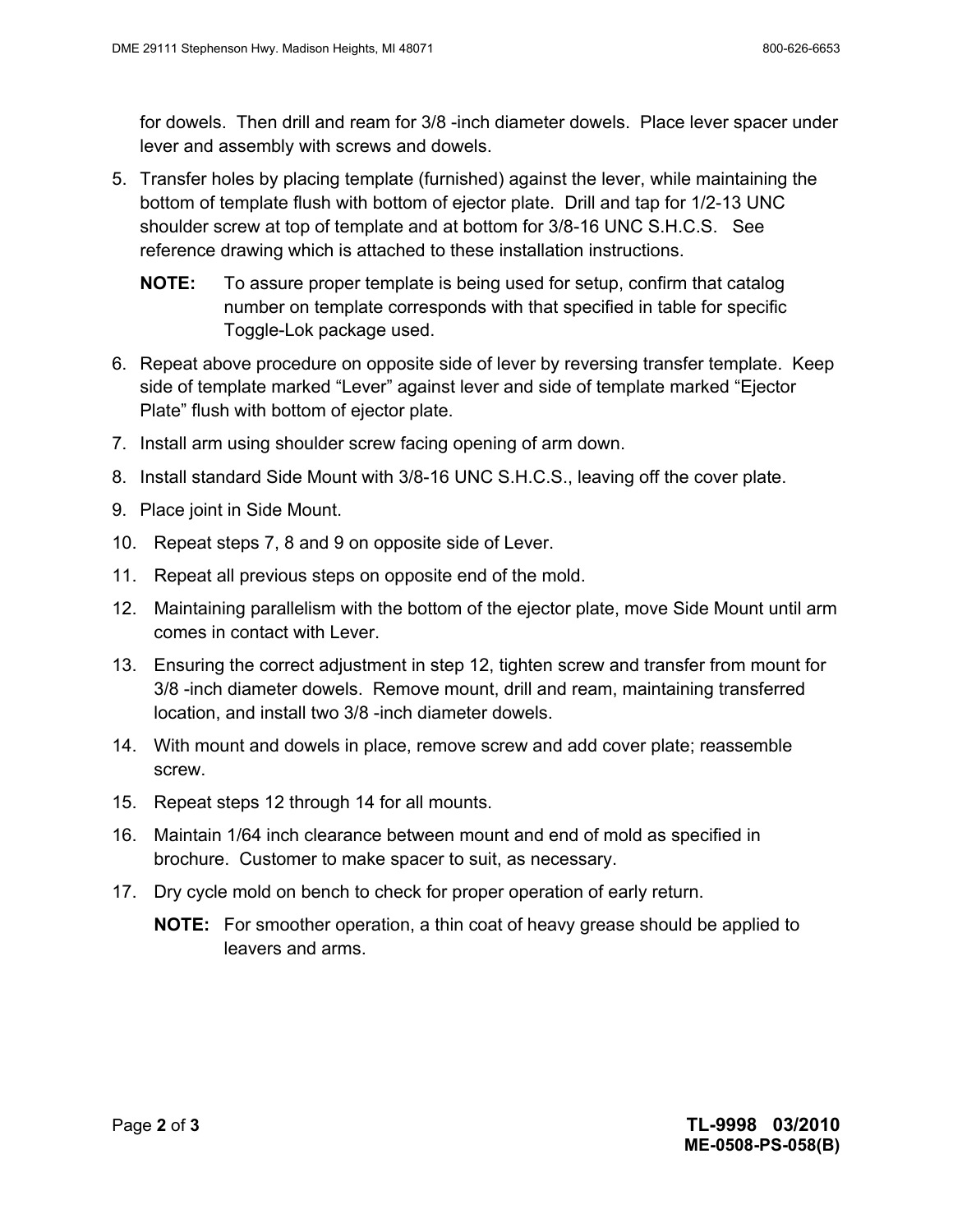for dowels. Then drill and ream for 3/8 -inch diameter dowels. Place lever spacer under lever and assembly with screws and dowels.

5. Transfer holes by placing template (furnished) against the lever, while maintaining the bottom of template flush with bottom of ejector plate. Drill and tap for 1/2-13 UNC shoulder screw at top of template and at bottom for 3/8-16 UNC S.H.C.S. See reference drawing which is attached to these installation instructions.

   **NOTE:** To assure proper template is being used for setup, confirm that catalog number on template corresponds with that specified in table for specific Toggle-Lok package used.

6. Repeat above procedure on opposite side of lever by reversing transfer template. Keep side of template marked "Lever" against lever and side of template marked "Ejector Plate" flush with bottom of ejector plate.
7. Install arm using shoulder screw facing opening of arm down.
8. Install standard Side Mount with 3/8-16 UNC S.H.C.S., leaving off the cover plate.
9. Place joint in Side Mount.
10. Repeat steps 7, 8 and 9 on opposite side of Lever.
11. Repeat all previous steps on opposite end of the mold.
12. Maintaining parallelism with the bottom of the ejector plate, move Side Mount until arm comes in contact with Lever.
13. Ensuring the correct adjustment in step 12, tighten screw and transfer from mount for 3/8 -inch diameter dowels. Remove mount, drill and ream, maintaining transferred location, and install two 3/8 -inch diameter dowels.
14. With mount and dowels in place, remove screw and add cover plate; reassemble screw.
15. Repeat steps 12 through 14 for all mounts.
16. Maintain 1/64 inch clearance between mount and end of mold as specified in brochure. Customer to make spacer to suit, as necessary.
17. Dry cycle mold on bench to check for proper operation of early return.

    **NOTE:** For smoother operation, a thin coat of heavy grease should be applied to leavers and arms.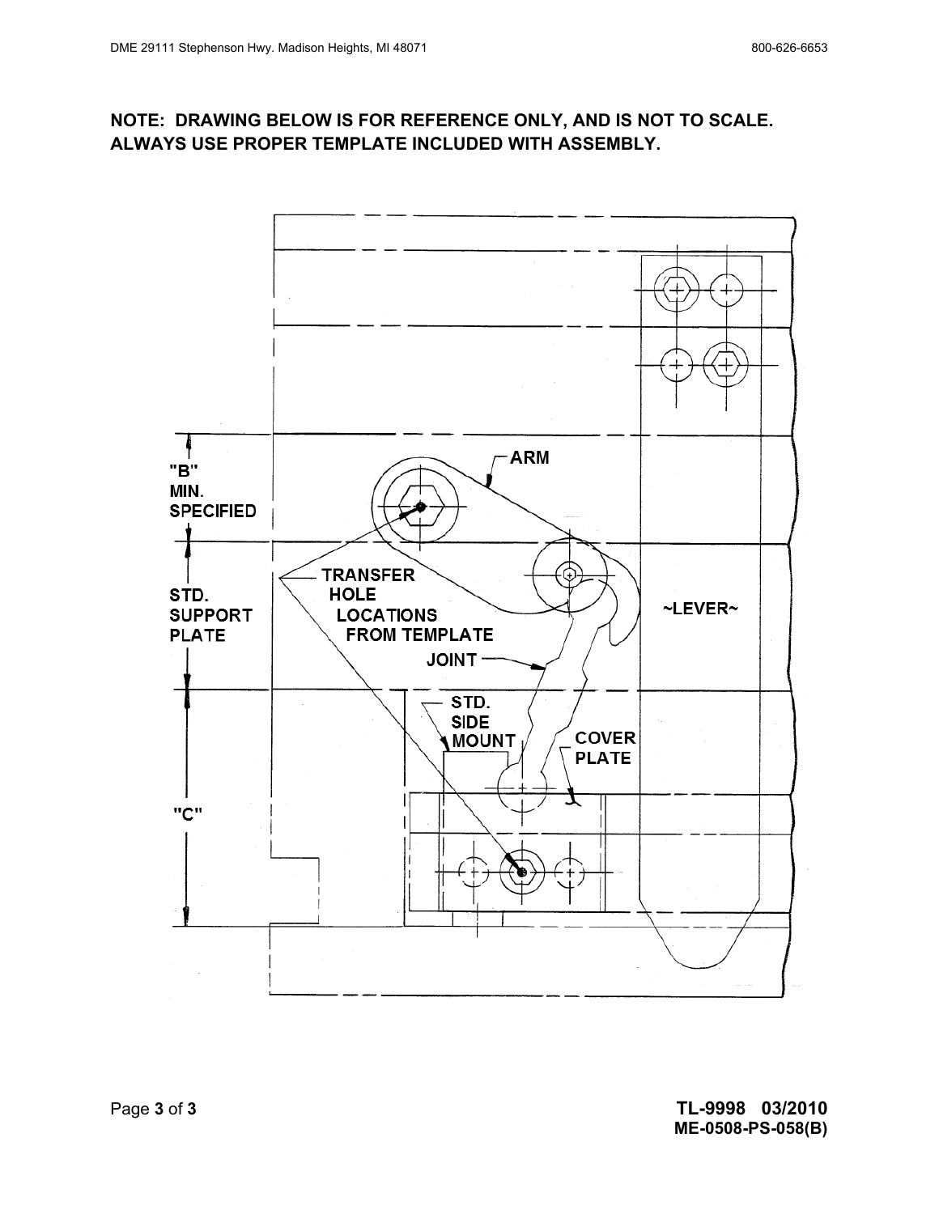**NOTE: DRAWING BELOW IS FOR REFERENCE ONLY, AND IS NOT TO SCALE. ALWAYS USE PROPER TEMPLATE INCLUDED WITH ASSEMBLY.**

"B" MIN. SPECIFIED

STD. SUPPORT PLATE

"C"

ARM

TRANSFER HOLE LOCATIONS FROM TEMPLATE

JOINT

STD. SIDE MOUNT

COVER PLATE

~LEVER~

**TL-9998 03/2010**
**ME-0508-PS-058(B)**